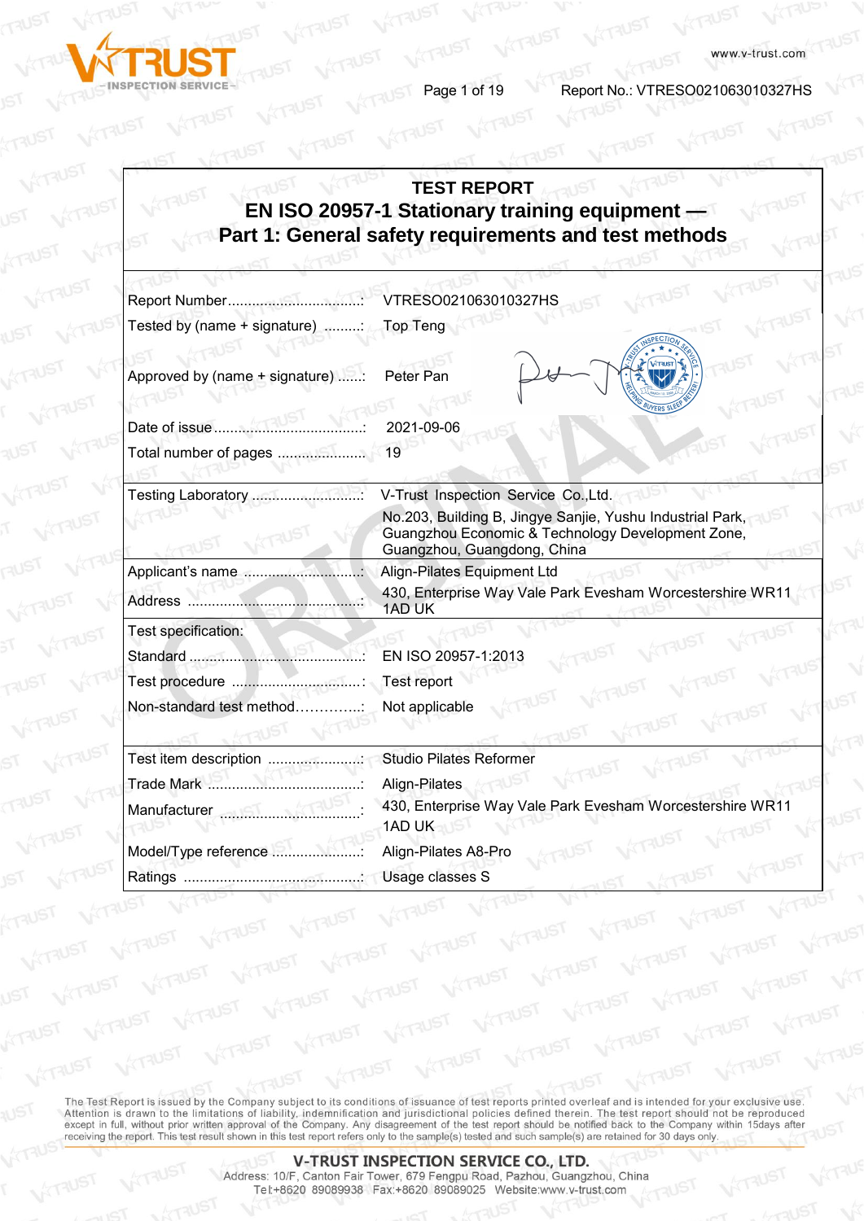# TEST REPORT

## EN ISO 20957-1 Stationary training equipment — Part 1: General safety requirements and test methods

| | |
|---|---|
| Report Number....................................: | VTRESO021063010327HS |
| Tested by (name + signature) .........: | Top Teng |
| Approved by (name + signature) ......: | Peter Pan |
| Date of issue.......................................: | 2021-09-06 |
| Total number of pages ......................: | 19 |
| Testing Laboratory ............................: | V-Trust Inspection Service Co.,Ltd. No.203, Building B, Jingye Sanjie, Yushu Industrial Park, Guangzhou Economic & Technology Development Zone, Guangzhou, Guangdong, China |
| Applicant's name ..............................: | Align-Pilates Equipment Ltd |
| Address ..............................................: | 430, Enterprise Way Vale Park Evesham Worcestershire WR11 1AD UK |
| Test specification: | |
| Standard ..............................................: | EN ISO 20957-1:2013 |
| Test procedure .................................: | Test report |
| Non-standard test method…………...: | Not applicable |
| Test item description ........................: | Studio Pilates Reformer |
| Trade Mark .........................................: | Align-Pilates |
| Manufacturer ....................................: | 430, Enterprise Way Vale Park Evesham Worcestershire WR11 1AD UK |
| Model/Type reference .......................: | Align-Pilates A8-Pro |
| Ratings ...............................................: | Usage classes S |

The Test Report is issued by the Company subject to its conditions of issuance of test reports printed overleaf and is intended for your exclusive use. Attention is drawn to the limitations of liability, indemnification and jurisdictional policies defined therein. The test report should not be reproduced except in full, without prior written approval of the Company. Any disagreement of the test report should be notified back to the Company within 15days after receiving the report. This test result shown in this test report refers only to the sample(s) tested and such sample(s) are retained for 30 days only.

**V-TRUST INSPECTION SERVICE CO., LTD.**
Address: 10/F, Canton Fair Tower, 679 Fengpu Road, Pazhou, Guangzhou, China
Tel:+8620 89089938 Fax:+8620 89089025 Website:www.v-trust.com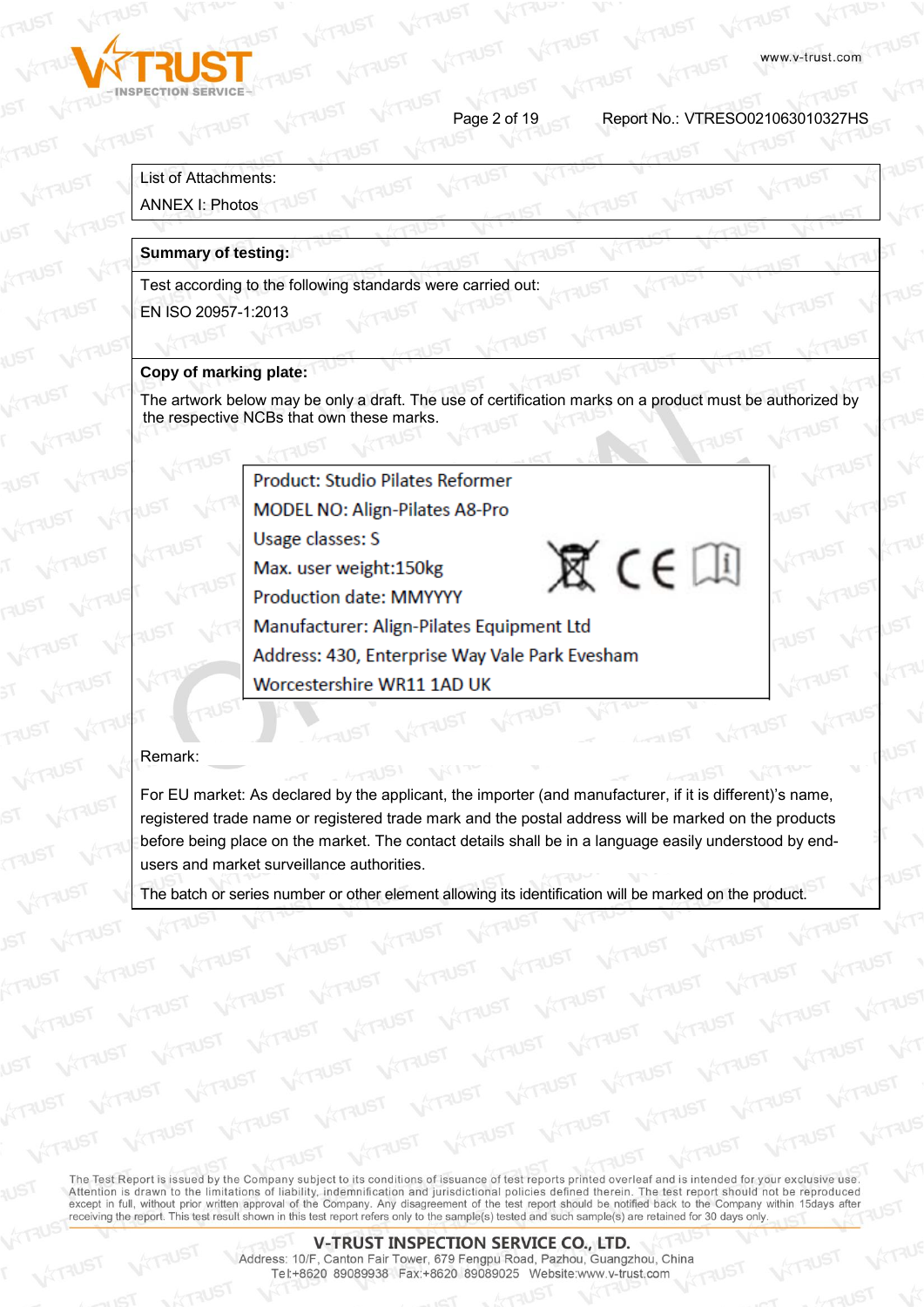List of Attachments:

ANNEX I: Photos

**Summary of testing:**

Test according to the following standards were carried out:

EN ISO 20957-1:2013

**Copy of marking plate:**

The artwork below may be only a draft. The use of certification marks on a product must be authorized by the respective NCBs that own these marks.

| |
|---|
| Product: Studio Pilates Reformer<br>MODEL NO: Align-Pilates A8-Pro<br>Usage classes: S<br>Max. user weight:150kg<br>Production date: MMYYYY<br>Manufacturer: Align-Pilates Equipment Ltd<br>Address: 430, Enterprise Way Vale Park Evesham<br>Worcestershire WR11 1AD UK |

Remark:

For EU market: As declared by the applicant, the importer (and manufacturer, if it is different)'s name, registered trade name or registered trade mark and the postal address will be marked on the products before being place on the market. The contact details shall be in a language easily understood by end-users and market surveillance authorities.

The batch or series number or other element allowing its identification will be marked on the product.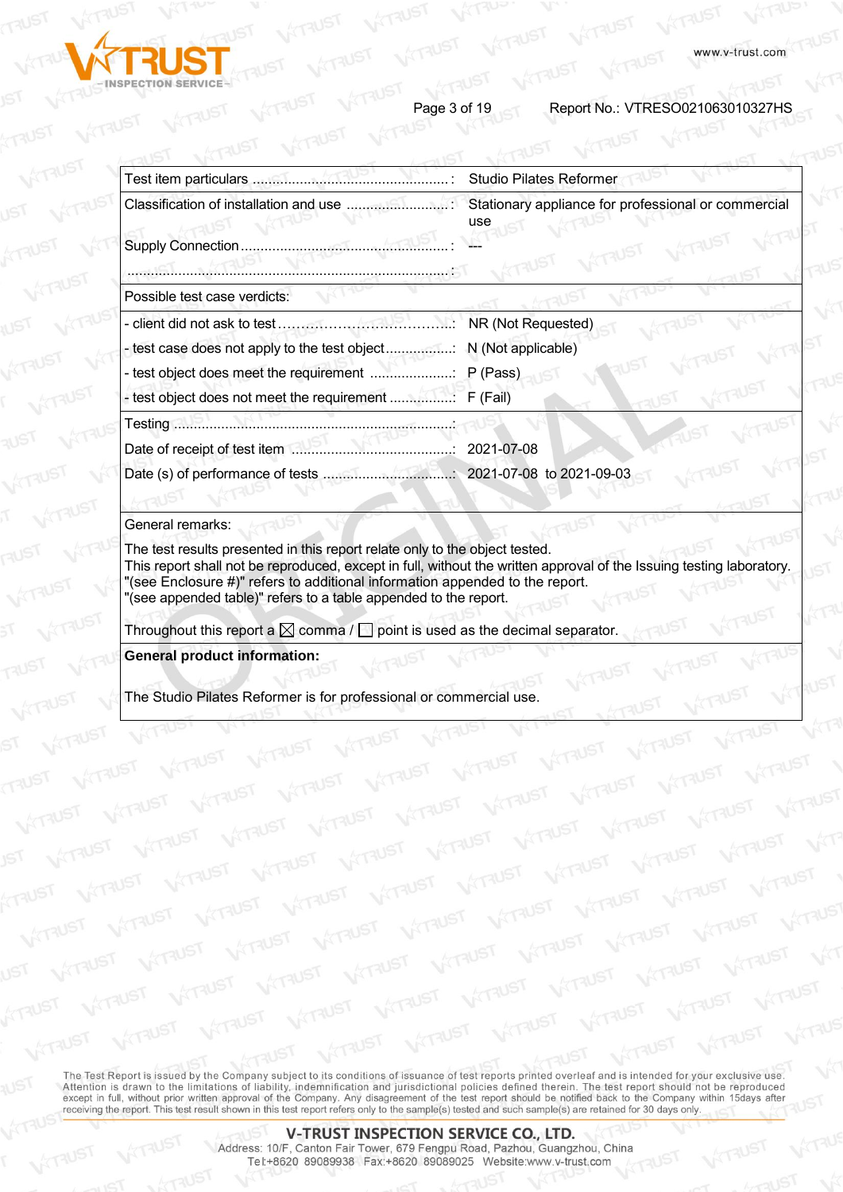| Test item particulars ...................................................: | Studio Pilates Reformer |
|---|---|
| Classification of installation and use ..........................: | Stationary appliance for professional or commercial use |
| Supply Connection ......................................................: | --- |
| ......................................................................................: | |
| Possible test case verdicts: | |
| - client did not ask to test……………………………….: | NR (Not Requested) |
| - test case does not apply to the test object.................: | N (Not applicable) |
| - test object does meet the requirement .....................: | P (Pass) |
| - test object does not meet the requirement ................: | F (Fail) |
| Testing .......................................................................: | |
| Date of receipt of test item .........................................: | 2021-07-08 |
| Date (s) of performance of tests .................................: | 2021-07-08 to 2021-09-03 |

General remarks:

The test results presented in this report relate only to the object tested.
This report shall not be reproduced, except in full, without the written approval of the Issuing testing laboratory.
"(see Enclosure #)" refers to additional information appended to the report.
"(see appended table)" refers to a table appended to the report.

Throughout this report a ☒ comma / ☐ point is used as the decimal separator.

**General product information:**

The Studio Pilates Reformer is for professional or commercial use.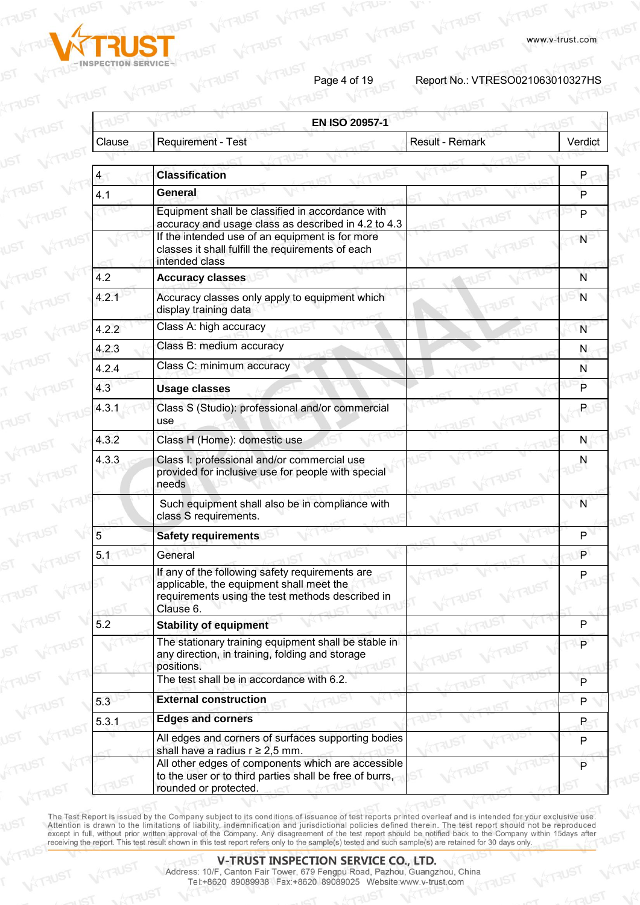| EN ISO 20957-1 | | | |
|---|---|---|---|
| Clause | Requirement - Test | Result - Remark | Verdict |
| 4 | **Classification** | | P |
| 4.1 | **General** | | P |
| | Equipment shall be classified in accordance with accuracy and usage class as described in 4.2 to 4.3 | | P |
| | If the intended use of an equipment is for more classes it shall fulfill the requirements of each intended class | | N |
| 4.2 | **Accuracy classes** | | N |
| 4.2.1 | Accuracy classes only apply to equipment which display training data | | N |
| 4.2.2 | Class A: high accuracy | | N |
| 4.2.3 | Class B: medium accuracy | | N |
| 4.2.4 | Class C: minimum accuracy | | N |
| 4.3 | **Usage classes** | | P |
| 4.3.1 | Class S (Studio): professional and/or commercial use | | P |
| 4.3.2 | Class H (Home): domestic use | | N |
| 4.3.3 | Class I: professional and/or commercial use provided for inclusive use for people with special needs | | N |
| | Such equipment shall also be in compliance with class S requirements. | | N |
| 5 | **Safety requirements** | | P |
| 5.1 | General | | P |
| | If any of the following safety requirements are applicable, the equipment shall meet the requirements using the test methods described in Clause 6. | | P |
| 5.2 | **Stability of equipment** | | P |
| | The stationary training equipment shall be stable in any direction, in training, folding and storage positions. | | P |
| | The test shall be in accordance with 6.2. | | P |
| 5.3 | **External construction** | | P |
| 5.3.1 | **Edges and corners** | | P |
| | All edges and corners of surfaces supporting bodies shall have a radius r ≥ 2,5 mm. | | P |
| | All other edges of components which are accessible to the user or to third parties shall be free of burrs, rounded or protected. | | P |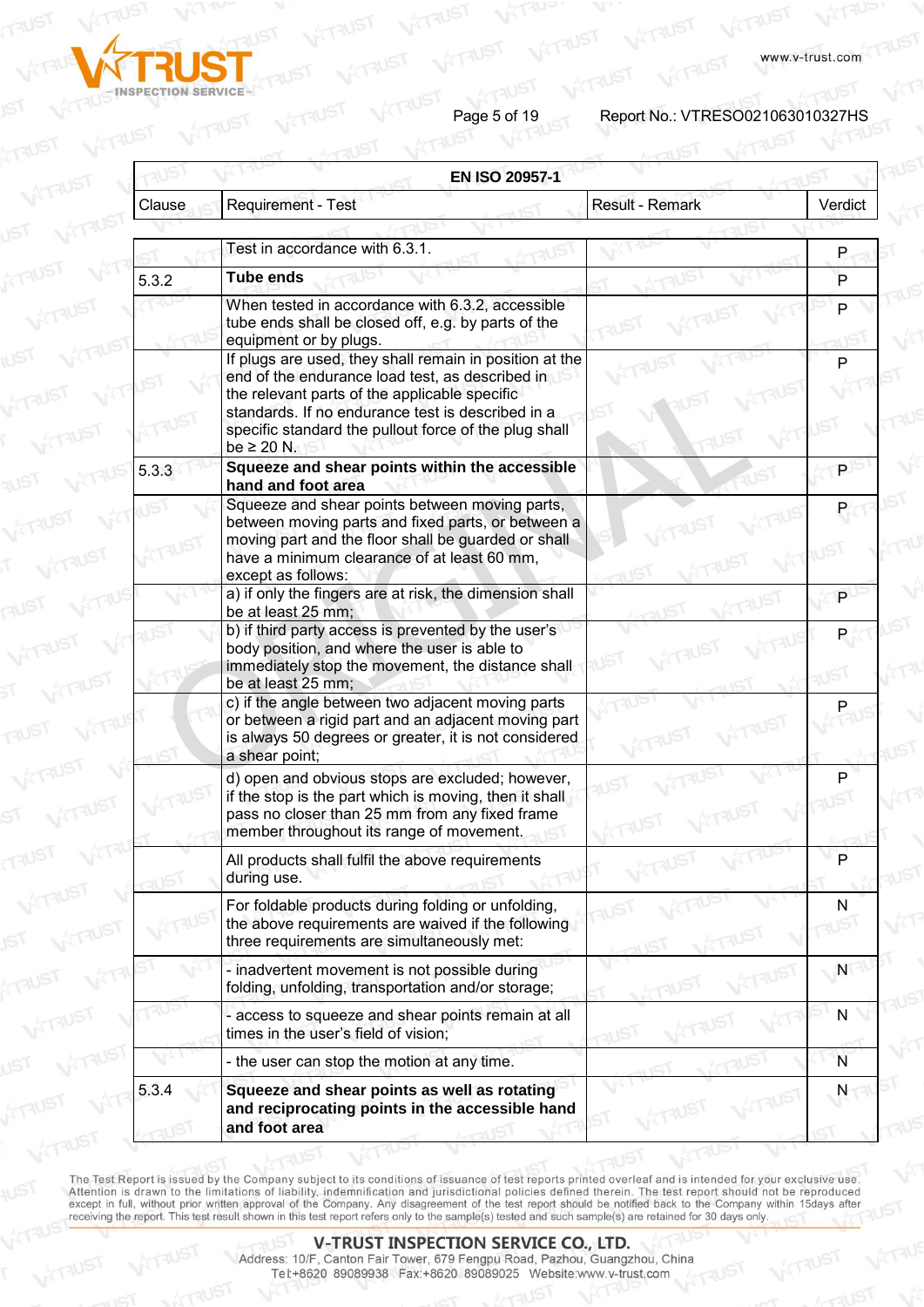| EN ISO 20957-1 | | | |
|---|---|---|---|
| Clause | Requirement - Test | Result - Remark | Verdict |
| | Test in accordance with 6.3.1. | | P |
| 5.3.2 | **Tube ends** | | P |
| | When tested in accordance with 6.3.2, accessible tube ends shall be closed off, e.g. by parts of the equipment or by plugs. | | P |
| | If plugs are used, they shall remain in position at the end of the endurance load test, as described in the relevant parts of the applicable specific standards. If no endurance test is described in a specific standard the pullout force of the plug shall be ≥ 20 N. | | P |
| 5.3.3 | **Squeeze and shear points within the accessible hand and foot area** | | P |
| | Squeeze and shear points between moving parts, between moving parts and fixed parts, or between a moving part and the floor shall be guarded or shall have a minimum clearance of at least 60 mm, except as follows: | | P |
| | a) if only the fingers are at risk, the dimension shall be at least 25 mm; | | P |
| | b) if third party access is prevented by the user's body position, and where the user is able to immediately stop the movement, the distance shall be at least 25 mm; | | P |
| | c) if the angle between two adjacent moving parts or between a rigid part and an adjacent moving part is always 50 degrees or greater, it is not considered a shear point; | | P |
| | d) open and obvious stops are excluded; however, if the stop is the part which is moving, then it shall pass no closer than 25 mm from any fixed frame member throughout its range of movement. | | P |
| | All products shall fulfil the above requirements during use. | | P |
| | For foldable products during folding or unfolding, the above requirements are waived if the following three requirements are simultaneously met: | | N |
| | - inadvertent movement is not possible during folding, unfolding, transportation and/or storage; | | N |
| | - access to squeeze and shear points remain at all times in the user's field of vision; | | N |
| | - the user can stop the motion at any time. | | N |
| 5.3.4 | **Squeeze and shear points as well as rotating and reciprocating points in the accessible hand and foot area** | | N |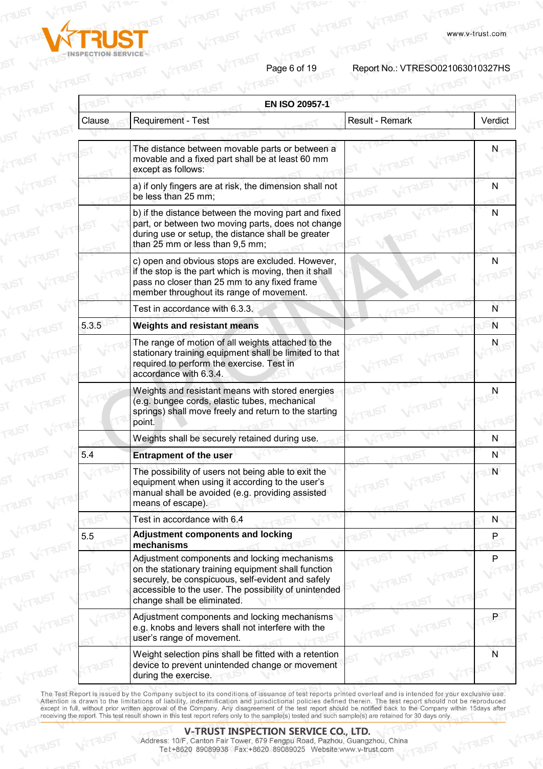| EN ISO 20957-1 | | | |
|---|---|---|---|
| Clause | Requirement - Test | Result - Remark | Verdict |
| | The distance between movable parts or between a movable and a fixed part shall be at least 60 mm except as follows: | | N |
| | a) if only fingers are at risk, the dimension shall not be less than 25 mm; | | N |
| | b) if the distance between the moving part and fixed part, or between two moving parts, does not change during use or setup, the distance shall be greater than 25 mm or less than 9,5 mm; | | N |
| | c) open and obvious stops are excluded. However, if the stop is the part which is moving, then it shall pass no closer than 25 mm to any fixed frame member throughout its range of movement. | | N |
| | Test in accordance with 6.3.3. | | N |
| 5.3.5 | **Weights and resistant means** | | N |
| | The range of motion of all weights attached to the stationary training equipment shall be limited to that required to perform the exercise. Test in accordance with 6.3.4. | | N |
| | Weights and resistant means with stored energies (e.g. bungee cords, elastic tubes, mechanical springs) shall move freely and return to the starting point. | | N |
| | Weights shall be securely retained during use. | | N |
| 5.4 | **Entrapment of the user** | | N |
| | The possibility of users not being able to exit the equipment when using it according to the user's manual shall be avoided (e.g. providing assisted means of escape). | | N |
| | Test in accordance with 6.4 | | N |
| 5.5 | **Adjustment components and locking mechanisms** | | P |
| | Adjustment components and locking mechanisms on the stationary training equipment shall function securely, be conspicuous, self-evident and safely accessible to the user. The possibility of unintended change shall be eliminated. | | P |
| | Adjustment components and locking mechanisms e.g. knobs and levers shall not interfere with the user's range of movement. | | P |
| | Weight selection pins shall be fitted with a retention device to prevent unintended change or movement during the exercise. | | N |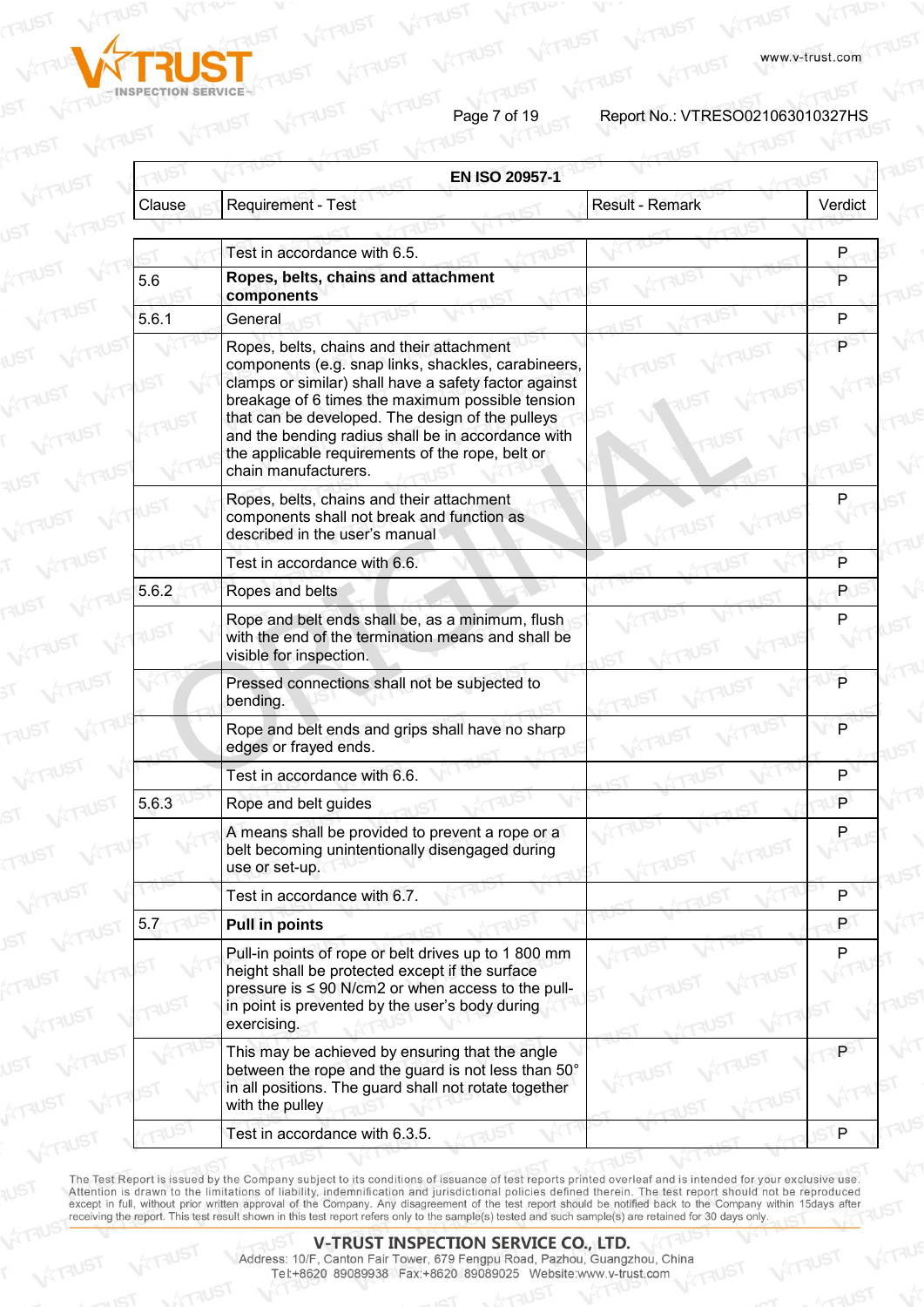| EN ISO 20957-1 | | | |
|---|---|---|---|
| Clause | Requirement - Test | Result - Remark | Verdict |
| | Test in accordance with 6.5. | | P |
| 5.6 | **Ropes, belts, chains and attachment components** | | P |
| 5.6.1 | General | | P |
| | Ropes, belts, chains and their attachment components (e.g. snap links, shackles, carabineers, clamps or similar) shall have a safety factor against breakage of 6 times the maximum possible tension that can be developed. The design of the pulleys and the bending radius shall be in accordance with the applicable requirements of the rope, belt or chain manufacturers. | | P |
| | Ropes, belts, chains and their attachment components shall not break and function as described in the user's manual | | P |
| | Test in accordance with 6.6. | | P |
| 5.6.2 | Ropes and belts | | P |
| | Rope and belt ends shall be, as a minimum, flush with the end of the termination means and shall be visible for inspection. | | P |
| | Pressed connections shall not be subjected to bending. | | P |
| | Rope and belt ends and grips shall have no sharp edges or frayed ends. | | P |
| | Test in accordance with 6.6. | | P |
| 5.6.3 | Rope and belt guides | | P |
| | A means shall be provided to prevent a rope or a belt becoming unintentionally disengaged during use or set-up. | | P |
| | Test in accordance with 6.7. | | P |
| 5.7 | **Pull in points** | | P |
| | Pull-in points of rope or belt drives up to 1 800 mm height shall be protected except if the surface pressure is ≤ 90 N/cm2 or when access to the pull-in point is prevented by the user's body during exercising. | | P |
| | This may be achieved by ensuring that the angle between the rope and the guard is not less than 50° in all positions. The guard shall not rotate together with the pulley | | P |
| | Test in accordance with 6.3.5. | | P |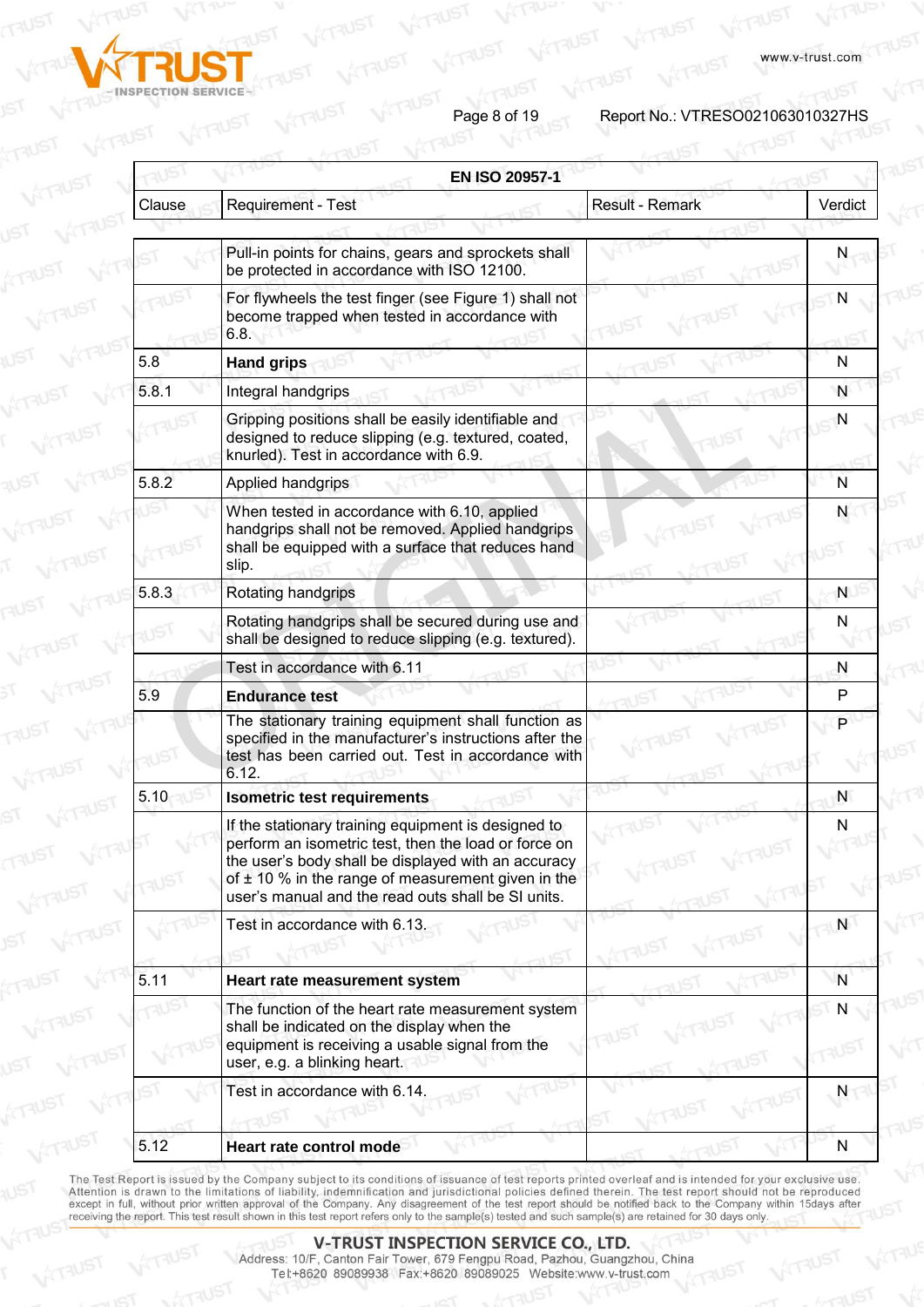| EN ISO 20957-1 | | | |
|---|---|---|---|
| Clause | Requirement - Test | Result - Remark | Verdict |
| | Pull-in points for chains, gears and sprockets shall be protected in accordance with ISO 12100. | | N |
| | For flywheels the test finger (see Figure 1) shall not become trapped when tested in accordance with 6.8. | | N |
| 5.8 | **Hand grips** | | N |
| 5.8.1 | Integral handgrips | | N |
| | Gripping positions shall be easily identifiable and designed to reduce slipping (e.g. textured, coated, knurled). Test in accordance with 6.9. | | N |
| 5.8.2 | Applied handgrips | | N |
| | When tested in accordance with 6.10, applied handgrips shall not be removed. Applied handgrips shall be equipped with a surface that reduces hand slip. | | N |
| 5.8.3 | Rotating handgrips | | N |
| | Rotating handgrips shall be secured during use and shall be designed to reduce slipping (e.g. textured). | | N |
| | Test in accordance with 6.11 | | N |
| 5.9 | **Endurance test** | | P |
| | The stationary training equipment shall function as specified in the manufacturer's instructions after the test has been carried out. Test in accordance with 6.12. | | P |
| 5.10 | **Isometric test requirements** | | N |
| | If the stationary training equipment is designed to perform an isometric test, then the load or force on the user's body shall be displayed with an accuracy of ± 10 % in the range of measurement given in the user's manual and the read outs shall be SI units. | | N |
| | Test in accordance with 6.13. | | N |
| 5.11 | **Heart rate measurement system** | | N |
| | The function of the heart rate measurement system shall be indicated on the display when the equipment is receiving a usable signal from the user, e.g. a blinking heart. | | N |
| | Test in accordance with 6.14. | | N |
| 5.12 | **Heart rate control mode** | | N |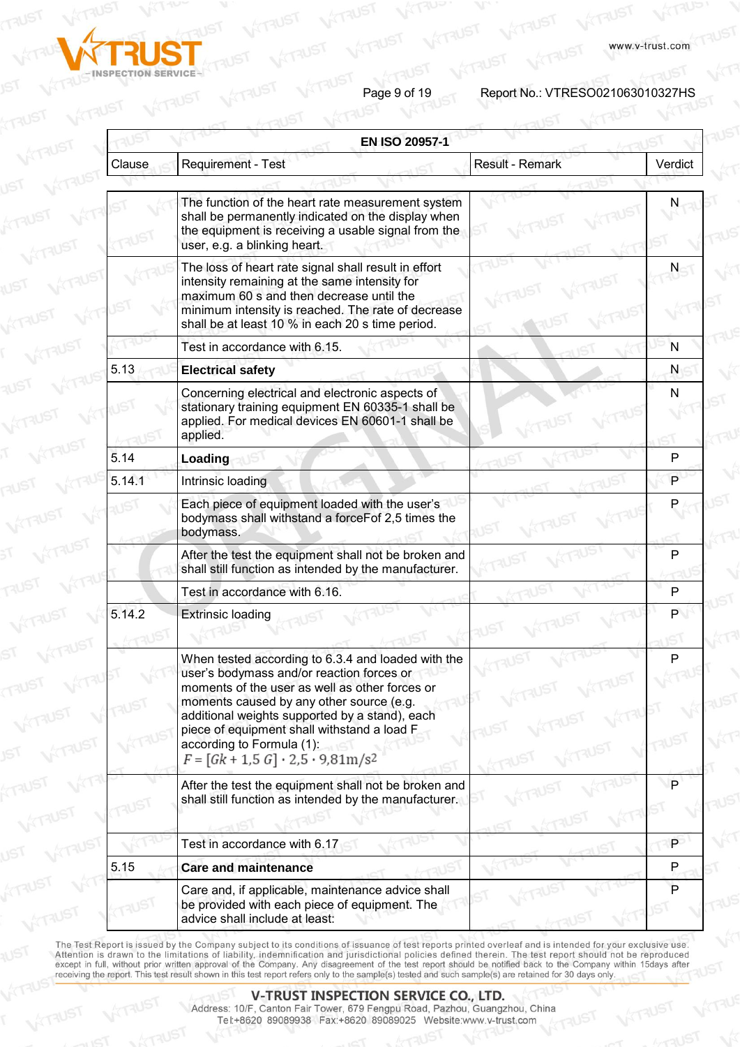| EN ISO 20957-1 | | | |
|---|---|---|---|
| Clause | Requirement - Test | Result - Remark | Verdict |
| | The function of the heart rate measurement system shall be permanently indicated on the display when the equipment is receiving a usable signal from the user, e.g. a blinking heart. | | N |
| | The loss of heart rate signal shall result in effort intensity remaining at the same intensity for maximum 60 s and then decrease until the minimum intensity is reached. The rate of decrease shall be at least 10 % in each 20 s time period. | | N |
| | Test in accordance with 6.15. | | N |
| 5.13 | **Electrical safety** | | N |
| | Concerning electrical and electronic aspects of stationary training equipment EN 60335-1 shall be applied. For medical devices EN 60601-1 shall be applied. | | N |
| 5.14 | **Loading** | | P |
| 5.14.1 | Intrinsic loading | | P |
| | Each piece of equipment loaded with the user's bodymass shall withstand a forceFof 2,5 times the bodymass. | | P |
| | After the test the equipment shall not be broken and shall still function as intended by the manufacturer. | | P |
| | Test in accordance with 6.16. | | P |
| 5.14.2 | Extrinsic loading | | P |
| | When tested according to 6.3.4 and loaded with the user's bodymass and/or reaction forces or moments of the user as well as other forces or moments caused by any other source (e.g. additional weights supported by a stand), each piece of equipment shall withstand a load F according to Formula (1): $F = [Gk + 1,5\ G] \cdot 2,5 \cdot 9,81 m/s^2$ | | P |
| | After the test the equipment shall not be broken and shall still function as intended by the manufacturer. | | P |
| | Test in accordance with 6.17 | | P |
| 5.15 | **Care and maintenance** | | P |
| | Care and, if applicable, maintenance advice shall be provided with each piece of equipment. The advice shall include at least: | | P |

The Test Report is issued by the Company subject to its conditions of issuance of test reports printed overleaf and is intended for your exclusive use. Attention is drawn to the limitations of liability, indemnification and jurisdictional policies defined therein. The test report should not be reproduced except in full, without prior written approval of the Company. Any disagreement of the test report should be notified back to the Company within 15days after receiving the report. This test result shown in this test report refers only to the sample(s) tested and such sample(s) are retained for 30 days only.

**V-TRUST INSPECTION SERVICE CO., LTD.**
Address: 10/F, Canton Fair Tower, 679 Fengpu Road, Pazhou, Guangzhou, China
Tel:+8620 89089938 Fax:+8620 89089025 Website:www.v-trust.com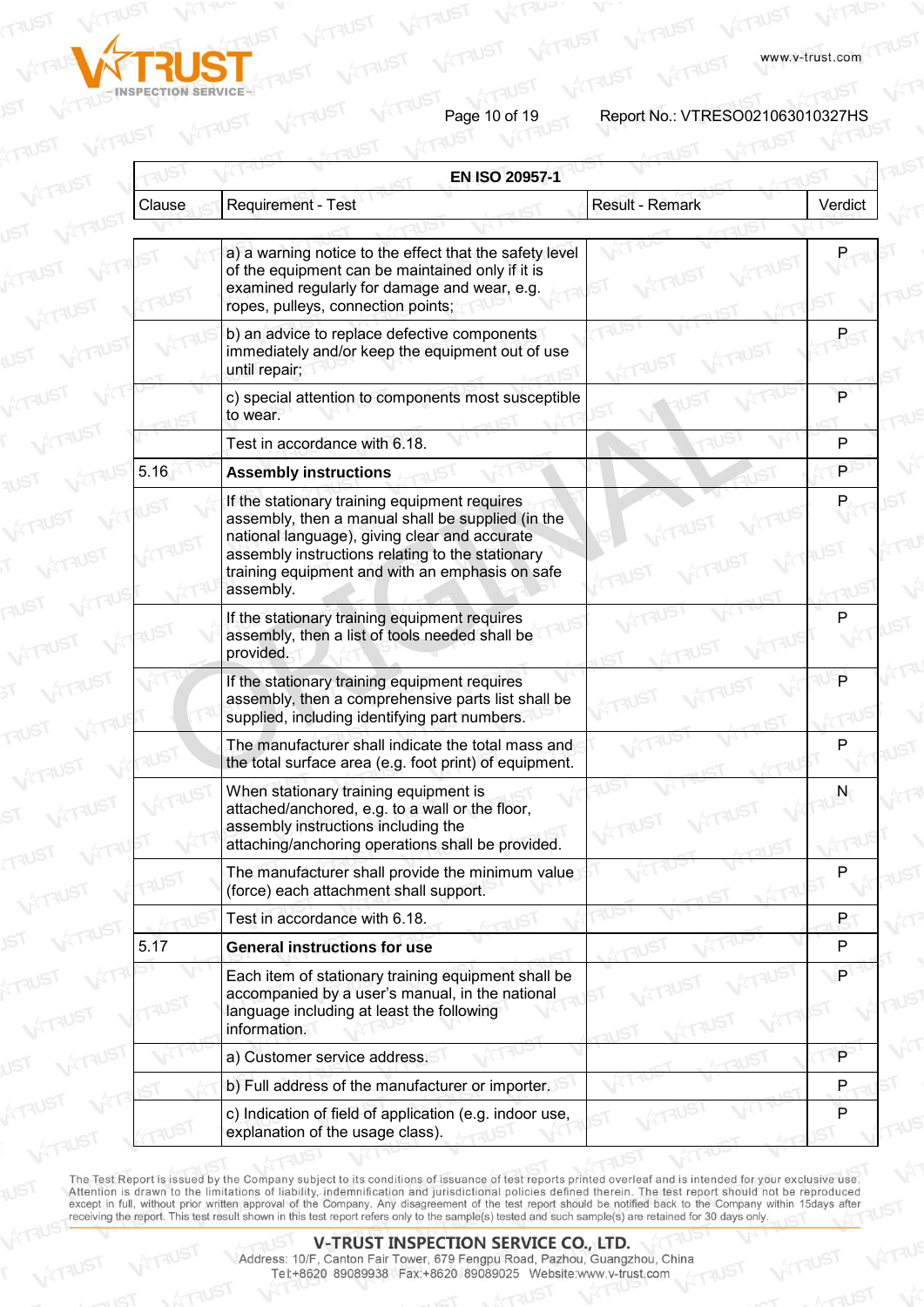| EN ISO 20957-1 | | | |
|---|---|---|---|
| Clause | Requirement - Test | Result - Remark | Verdict |
| | a) a warning notice to the effect that the safety level of the equipment can be maintained only if it is examined regularly for damage and wear, e.g. ropes, pulleys, connection points; | | P |
| | b) an advice to replace defective components immediately and/or keep the equipment out of use until repair; | | P |
| | c) special attention to components most susceptible to wear. | | P |
| | Test in accordance with 6.18. | | P |
| 5.16 | **Assembly instructions** | | P |
| | If the stationary training equipment requires assembly, then a manual shall be supplied (in the national language), giving clear and accurate assembly instructions relating to the stationary training equipment and with an emphasis on safe assembly. | | P |
| | If the stationary training equipment requires assembly, then a list of tools needed shall be provided. | | P |
| | If the stationary training equipment requires assembly, then a comprehensive parts list shall be supplied, including identifying part numbers. | | P |
| | The manufacturer shall indicate the total mass and the total surface area (e.g. foot print) of equipment. | | P |
| | When stationary training equipment is attached/anchored, e.g. to a wall or the floor, assembly instructions including the attaching/anchoring operations shall be provided. | | N |
| | The manufacturer shall provide the minimum value (force) each attachment shall support. | | P |
| | Test in accordance with 6.18. | | P |
| 5.17 | **General instructions for use** | | P |
| | Each item of stationary training equipment shall be accompanied by a user's manual, in the national language including at least the following information. | | P |
| | a) Customer service address. | | P |
| | b) Full address of the manufacturer or importer. | | P |
| | c) Indication of field of application (e.g. indoor use, explanation of the usage class). | | P |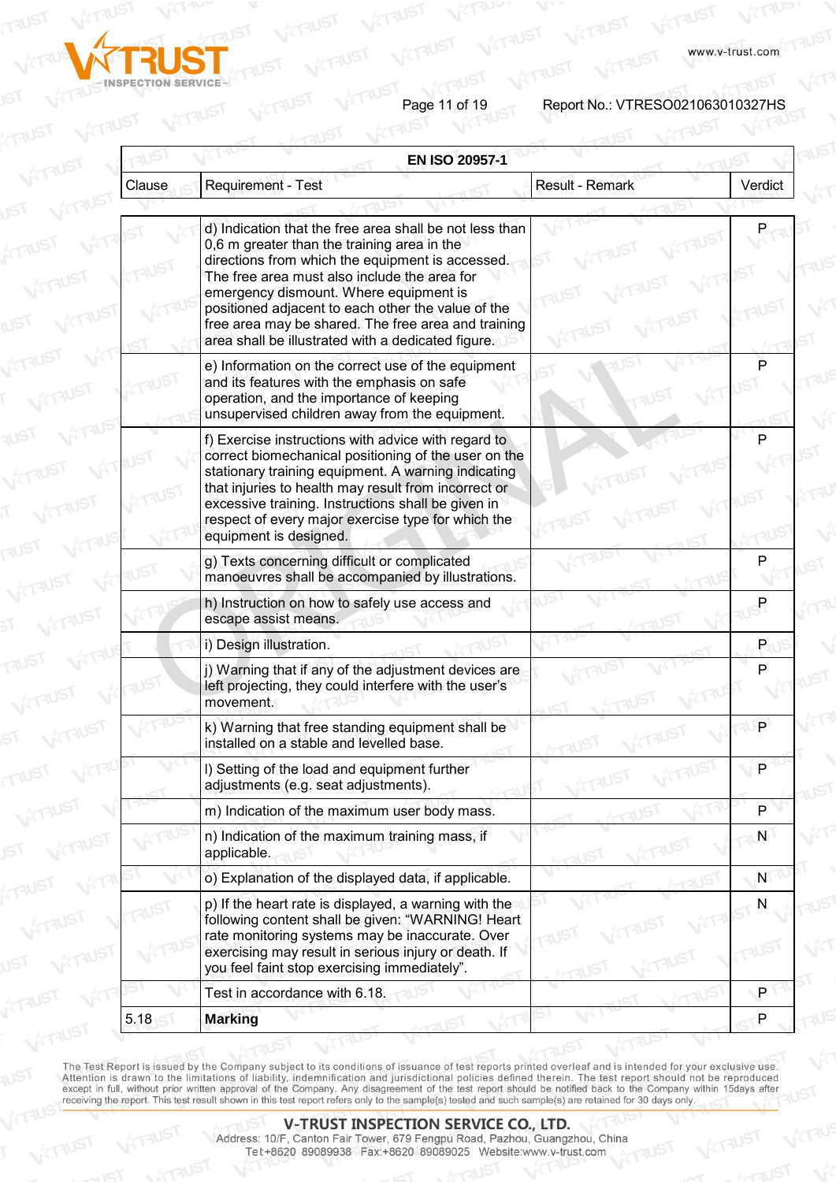| EN ISO 20957-1 | | | |
|---|---|---|---|
| Clause | Requirement - Test | Result - Remark | Verdict |
| | d) Indication that the free area shall be not less than 0,6 m greater than the training area in the directions from which the equipment is accessed. The free area must also include the area for emergency dismount. Where equipment is positioned adjacent to each other the value of the free area may be shared. The free area and training area shall be illustrated with a dedicated figure. | | P |
| | e) Information on the correct use of the equipment and its features with the emphasis on safe operation, and the importance of keeping unsupervised children away from the equipment. | | P |
| | f) Exercise instructions with advice with regard to correct biomechanical positioning of the user on the stationary training equipment. A warning indicating that injuries to health may result from incorrect or excessive training. Instructions shall be given in respect of every major exercise type for which the equipment is designed. | | P |
| | g) Texts concerning difficult or complicated manoeuvres shall be accompanied by illustrations. | | P |
| | h) Instruction on how to safely use access and escape assist means. | | P |
| | i) Design illustration. | | P |
| | j) Warning that if any of the adjustment devices are left projecting, they could interfere with the user's movement. | | P |
| | k) Warning that free standing equipment shall be installed on a stable and levelled base. | | P |
| | l) Setting of the load and equipment further adjustments (e.g. seat adjustments). | | P |
| | m) Indication of the maximum user body mass. | | P |
| | n) Indication of the maximum training mass, if applicable. | | N |
| | o) Explanation of the displayed data, if applicable. | | N |
| | p) If the heart rate is displayed, a warning with the following content shall be given: "WARNING! Heart rate monitoring systems may be inaccurate. Over exercising may result in serious injury or death. If you feel faint stop exercising immediately". | | N |
| | Test in accordance with 6.18. | | P |
| 5.18 | **Marking** | | P |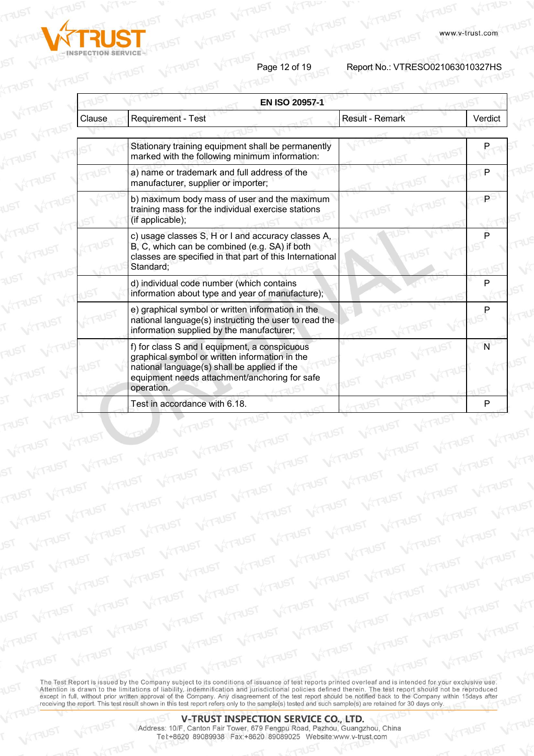| EN ISO 20957-1 | | | |
|---|---|---|---|
| Clause | Requirement - Test | Result - Remark | Verdict |
| | Stationary training equipment shall be permanently marked with the following minimum information: | | P |
| | a) name or trademark and full address of the manufacturer, supplier or importer; | | P |
| | b) maximum body mass of user and the maximum training mass for the individual exercise stations (if applicable); | | P |
| | c) usage classes S, H or I and accuracy classes A, B, C, which can be combined (e.g. SA) if both classes are specified in that part of this International Standard; | | P |
| | d) individual code number (which contains information about type and year of manufacture); | | P |
| | e) graphical symbol or written information in the national language(s) instructing the user to read the information supplied by the manufacturer; | | P |
| | f) for class S and I equipment, a conspicuous graphical symbol or written information in the national language(s) shall be applied if the equipment needs attachment/anchoring for safe operation. | | N |
| | Test in accordance with 6.18. | | P |

The Test Report is issued by the Company subject to its conditions of issuance of test reports printed overleaf and is intended for your exclusive use. Attention is drawn to the limitations of liability, indemnification and jurisdictional policies defined therein. The test report should not be reproduced except in full, without prior written approval of the Company. Any disagreement of the test report should be notified back to the Company within 15days after receiving the report. This test result shown in this test report refers only to the sample(s) tested and such sample(s) are retained for 30 days only.

**V-TRUST INSPECTION SERVICE CO., LTD.**
Address: 10/F, Canton Fair Tower, 679 Fengpu Road, Pazhou, Guangzhou, China
Tel:+8620 89089938 Fax:+8620 89089025 Website:www.v-trust.com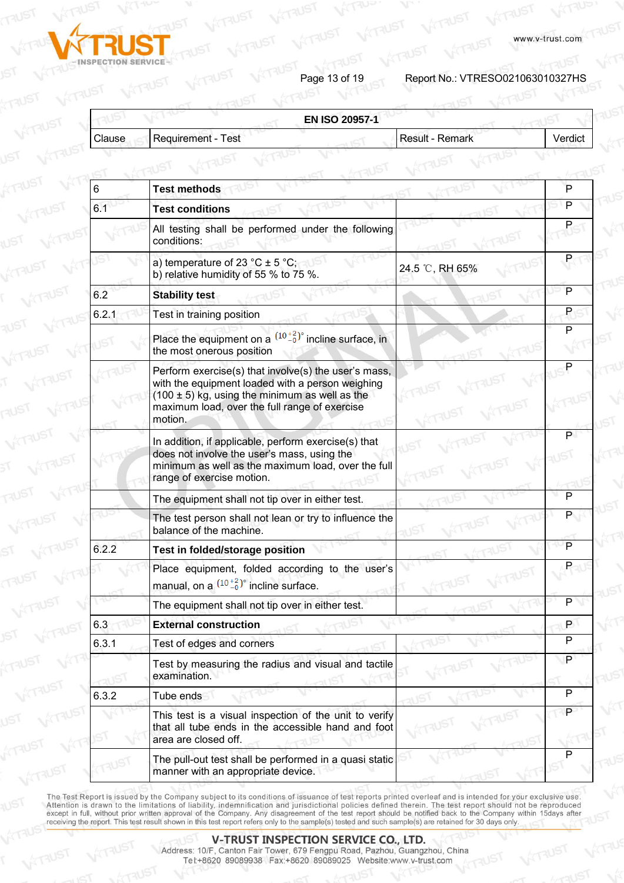| EN ISO 20957-1 | | | |
|---|---|---|---|
| Clause | Requirement - Test | Result - Remark | Verdict |
| 6 | **Test methods** | | P |
| 6.1 | **Test conditions** | | P |
| | All testing shall be performed under the following conditions: | | P |
| | a) temperature of 23 °C ± 5 °C;<br>b) relative humidity of 55 % to 75 %. | 24.5 ℃, RH 65% | P |
| 6.2 | **Stability test** | | P |
| 6.2.1 | Test in training position | | P |
| | Place the equipment on a $(10^{+2}_{-0})°$ incline surface, in the most onerous position | | P |
| | Perform exercise(s) that involve(s) the user's mass, with the equipment loaded with a person weighing (100 ± 5) kg, using the minimum as well as the maximum load, over the full range of exercise motion. | | P |
| | In addition, if applicable, perform exercise(s) that does not involve the user's mass, using the minimum as well as the maximum load, over the full range of exercise motion. | | P |
| | The equipment shall not tip over in either test. | | P |
| | The test person shall not lean or try to influence the balance of the machine. | | P |
| 6.2.2 | **Test in folded/storage position** | | P |
| | Place equipment, folded according to the user's manual, on a $(10^{+2}_{-0})°$ incline surface. | | P |
| | The equipment shall not tip over in either test. | | P |
| 6.3 | **External construction** | | P |
| 6.3.1 | Test of edges and corners | | P |
| | Test by measuring the radius and visual and tactile examination. | | P |
| 6.3.2 | Tube ends | | P |
| | This test is a visual inspection of the unit to verify that all tube ends in the accessible hand and foot area are closed off. | | P |
| | The pull-out test shall be performed in a quasi static manner with an appropriate device. | | P |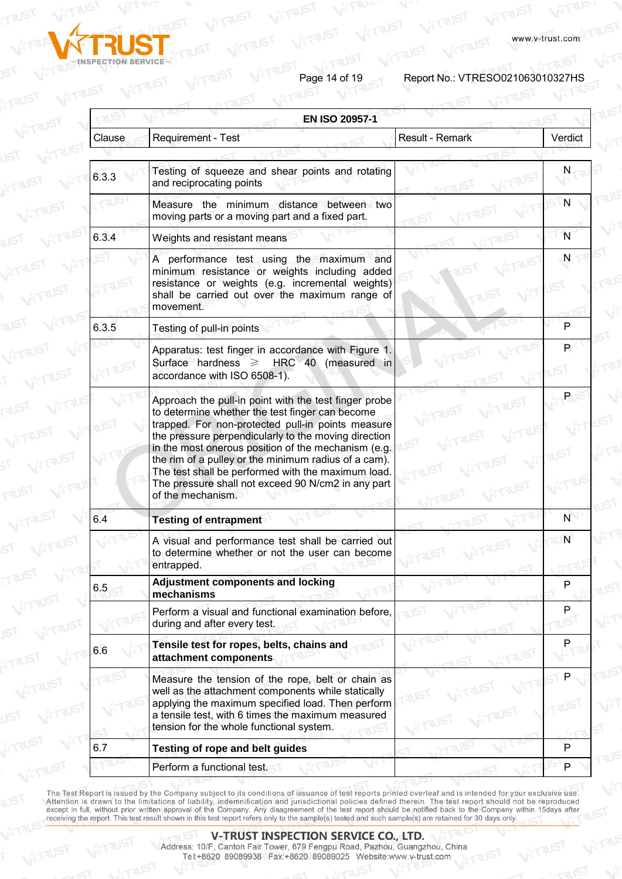| EN ISO 20957-1 | | | |
|---|---|---|---|
| Clause | Requirement - Test | Result - Remark | Verdict |
| 6.3.3 | Testing of squeeze and shear points and rotating and reciprocating points | | N |
| | Measure the minimum distance between two moving parts or a moving part and a fixed part. | | N |
| 6.3.4 | Weights and resistant means | | N |
| | A performance test using the maximum and minimum resistance or weights including added resistance or weights (e.g. incremental weights) shall be carried out over the maximum range of movement. | | N |
| 6.3.5 | Testing of pull-in points | | P |
| | Apparatus: test finger in accordance with Figure 1. Surface hardness ≥ HRC 40 (measured in accordance with ISO 6508-1). | | P |
| | Approach the pull-in point with the test finger probe to determine whether the test finger can become trapped. For non-protected pull-in points measure the pressure perpendicularly to the moving direction in the most onerous position of the mechanism (e.g. the rim of a pulley or the minimum radius of a cam). The test shall be performed with the maximum load. The pressure shall not exceed 90 N/cm2 in any part of the mechanism. | | P |
| 6.4 | **Testing of entrapment** | | N |
| | A visual and performance test shall be carried out to determine whether or not the user can become entrapped. | | N |
| 6.5 | **Adjustment components and locking mechanisms** | | P |
| | Perform a visual and functional examination before, during and after every test. | | P |
| 6.6 | **Tensile test for ropes, belts, chains and attachment components** | | P |
| | Measure the tension of the rope, belt or chain as well as the attachment components while statically applying the maximum specified load. Then perform a tensile test, with 6 times the maximum measured tension for the whole functional system. | | P |
| 6.7 | **Testing of rope and belt guides** | | P |
| | Perform a functional test. | | P |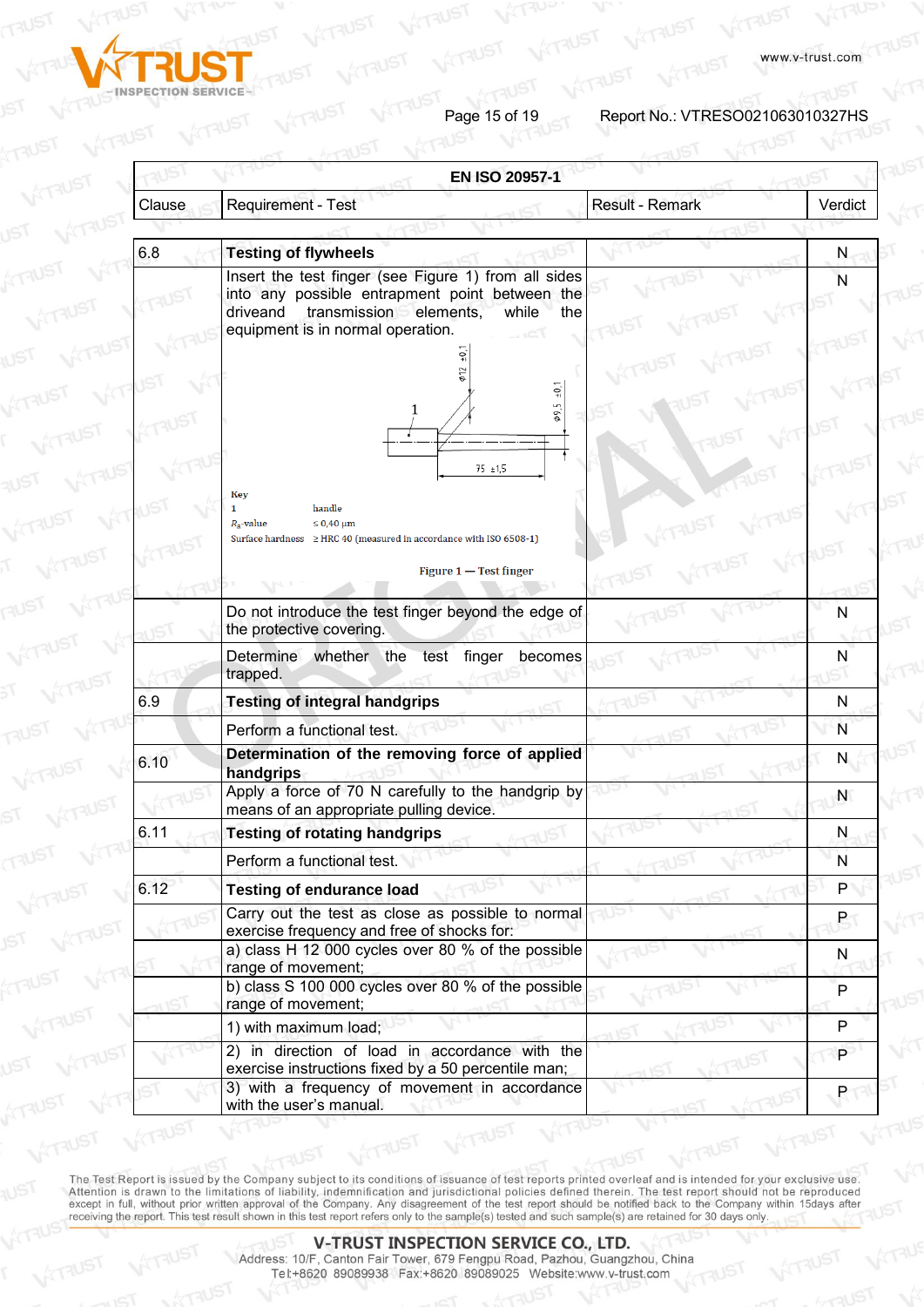| EN ISO 20957-1 | | | |
|---|---|---|---|
| Clause | Requirement - Test | Result - Remark | Verdict |
| 6.8 | **Testing of flywheels** | | N |
| | Insert the test finger (see Figure 1) from all sides into any possible entrapment point between the driveand transmission elements, while the equipment is in normal operation. <br> Key <br> 1 handle <br> $R_a$-value ≤ 0,40 µm <br> Surface hardness ≥ HRC 40 (measured in accordance with ISO 6508-1) <br> Figure 1 — Test finger | | N |
| | Do not introduce the test finger beyond the edge of the protective covering. | | N |
| | Determine whether the test finger becomes trapped. | | N |
| 6.9 | **Testing of integral handgrips** | | N |
| | Perform a functional test. | | N |
| 6.10 | **Determination of the removing force of applied handgrips** | | N |
| | Apply a force of 70 N carefully to the handgrip by means of an appropriate pulling device. | | N |
| 6.11 | **Testing of rotating handgrips** | | N |
| | Perform a functional test. | | N |
| 6.12 | **Testing of endurance load** | | P |
| | Carry out the test as close as possible to normal exercise frequency and free of shocks for: | | P |
| | a) class H 12 000 cycles over 80 % of the possible range of movement; | | N |
| | b) class S 100 000 cycles over 80 % of the possible range of movement; | | P |
| | 1) with maximum load; | | P |
| | 2) in direction of load in accordance with the exercise instructions fixed by a 50 percentile man; | | P |
| | 3) with a frequency of movement in accordance with the user's manual. | | P |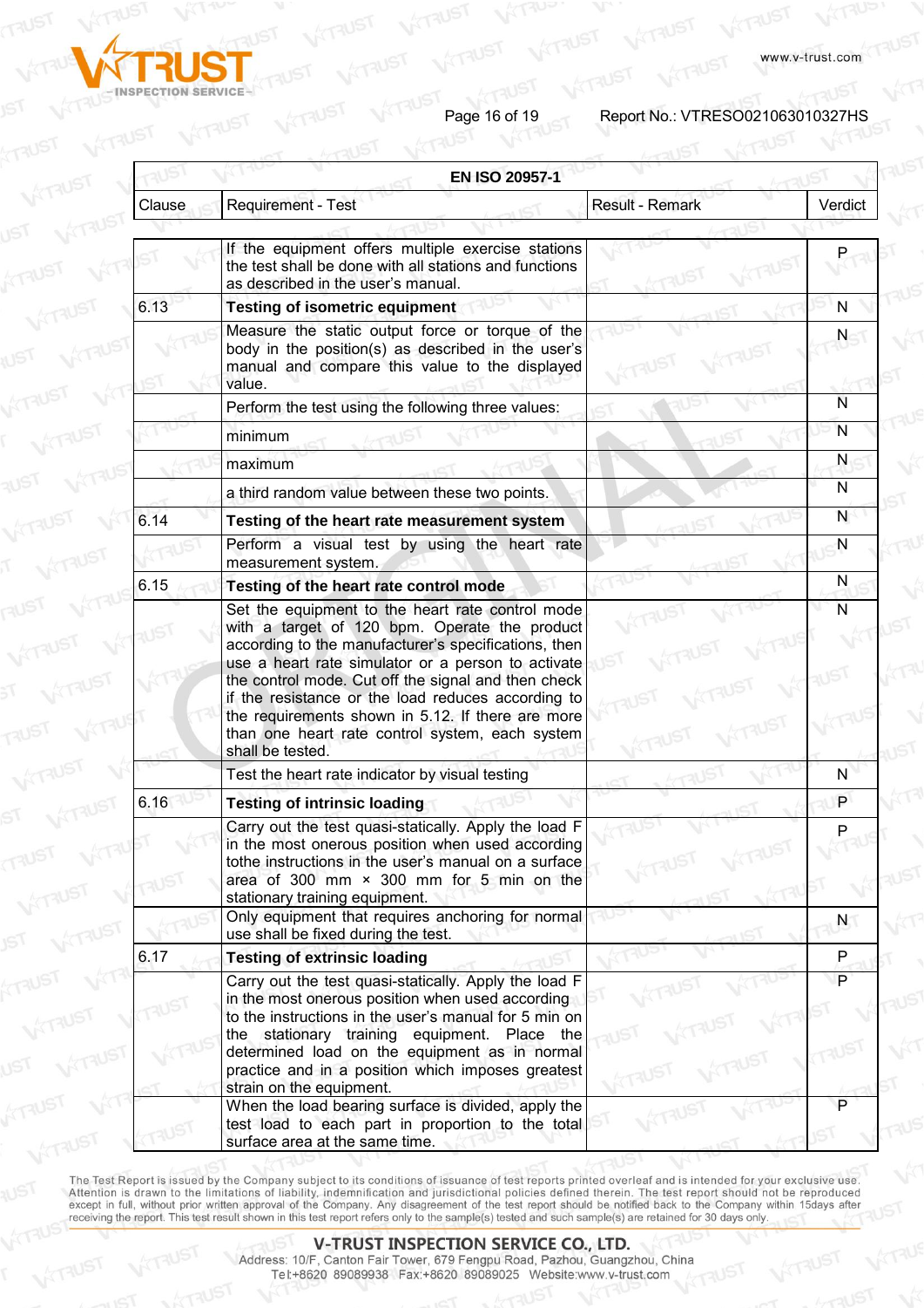| EN ISO 20957-1 | | | |
|---|---|---|---|
| Clause | Requirement - Test | Result - Remark | Verdict |
| | If the equipment offers multiple exercise stations the test shall be done with all stations and functions as described in the user's manual. | | P |
| 6.13 | **Testing of isometric equipment** | | N |
| | Measure the static output force or torque of the body in the position(s) as described in the user's manual and compare this value to the displayed value. | | N |
| | Perform the test using the following three values: | | N |
| | minimum | | N |
| | maximum | | N |
| | a third random value between these two points. | | N |
| 6.14 | **Testing of the heart rate measurement system** | | N |
| | Perform a visual test by using the heart rate measurement system. | | N |
| 6.15 | **Testing of the heart rate control mode** | | N |
| | Set the equipment to the heart rate control mode with a target of 120 bpm. Operate the product according to the manufacturer's specifications, then use a heart rate simulator or a person to activate the control mode. Cut off the signal and then check if the resistance or the load reduces according to the requirements shown in 5.12. If there are more than one heart rate control system, each system shall be tested. | | N |
| | Test the heart rate indicator by visual testing | | N |
| 6.16 | **Testing of intrinsic loading** | | P |
| | Carry out the test quasi-statically. Apply the load F in the most onerous position when used according tothe instructions in the user's manual on a surface area of 300 mm × 300 mm for 5 min on the stationary training equipment. | | P |
| | Only equipment that requires anchoring for normal use shall be fixed during the test. | | N |
| 6.17 | **Testing of extrinsic loading** | | P |
| | Carry out the test quasi-statically. Apply the load F in the most onerous position when used according to the instructions in the user's manual for 5 min on the stationary training equipment. Place the determined load on the equipment as in normal practice and in a position which imposes greatest strain on the equipment. | | P |
| | When the load bearing surface is divided, apply the test load to each part in proportion to the total surface area at the same time. | | P |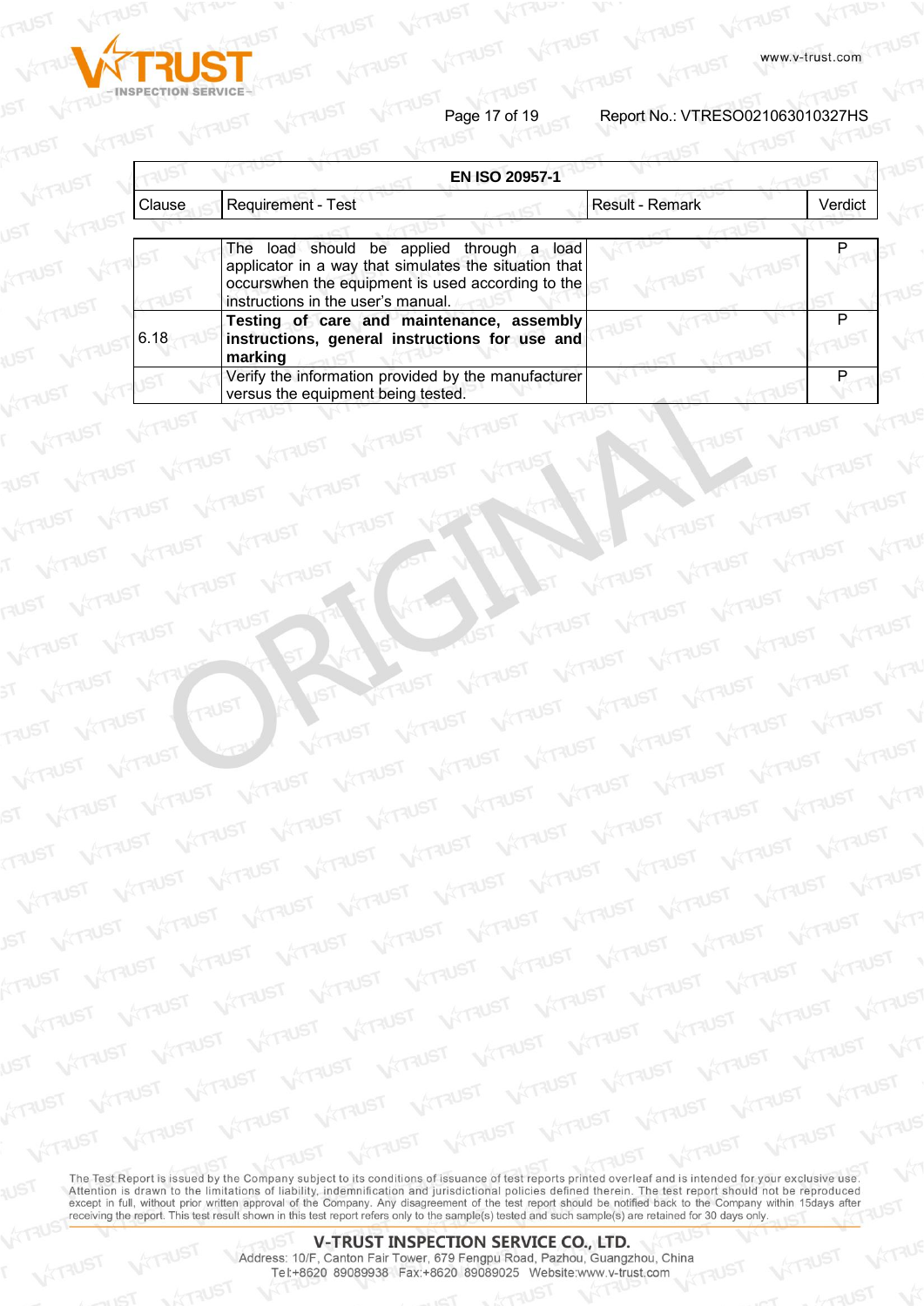| EN ISO 20957-1 | | | |
|---|---|---|---|
| Clause | Requirement - Test | Result - Remark | Verdict |
| | The load should be applied through a load applicator in a way that simulates the situation that occurswhen the equipment is used according to the instructions in the user's manual. | | P |
| 6.18 | **Testing of care and maintenance, assembly instructions, general instructions for use and marking** | | P |
| | Verify the information provided by the manufacturer versus the equipment being tested. | | P |

The Test Report is issued by the Company subject to its conditions of issuance of test reports printed overleaf and is intended for your exclusive use. Attention is drawn to the limitations of liability, indemnification and jurisdictional policies defined therein. The test report should not be reproduced except in full, without prior written approval of the Company. Any disagreement of the test report should be notified back to the Company within 15days after receiving the report. This test result shown in this test report refers only to the sample(s) tested and such sample(s) are retained for 30 days only.

**V-TRUST INSPECTION SERVICE CO., LTD.**
Address: 10/F, Canton Fair Tower, 679 Fengpu Road, Pazhou, Guangzhou, China
Tel:+8620 89089938 Fax:+8620 89089025 Website:www.v-trust.com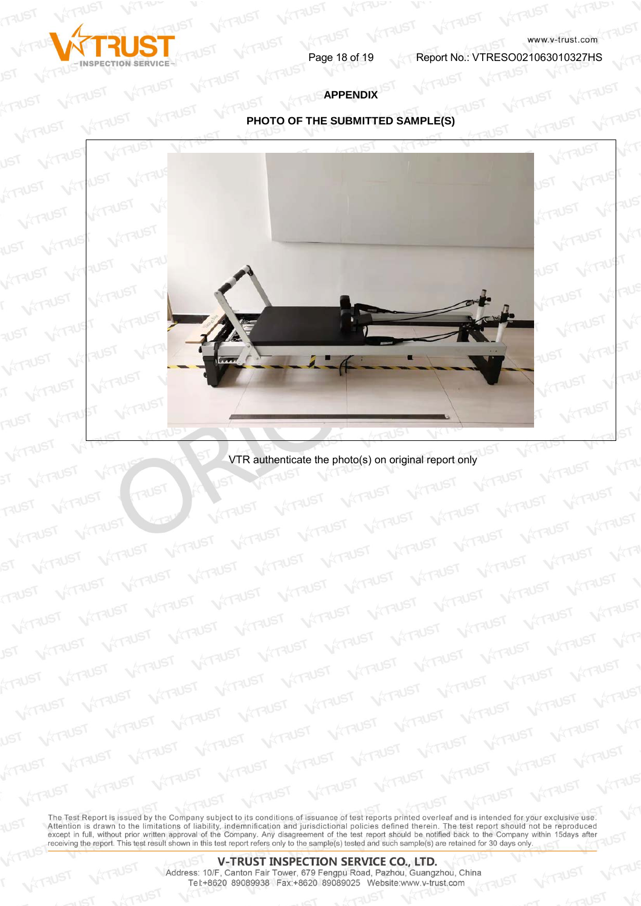## APPENDIX

### PHOTO OF THE SUBMITTED SAMPLE(S)

VTR authenticate the photo(s) on original report only

The Test Report is issued by the Company subject to its conditions of issuance of test reports printed overleaf and is intended for your exclusive use. Attention is drawn to the limitations of liability, indemnification and jurisdictional policies defined therein. The test report should not be reproduced except in full, without prior written approval of the Company. Any disagreement of the test report should be notified back to the Company within 15days after receiving the report. This test result shown in this test report refers only to the sample(s) tested and such sample(s) are retained for 30 days only.

**V-TRUST INSPECTION SERVICE CO., LTD.**
Address: 10/F, Canton Fair Tower, 679 Fengpu Road, Pazhou, Guangzhou, China
Tel:+8620 89089938 Fax:+8620 89089025 Website:www.v-trust.com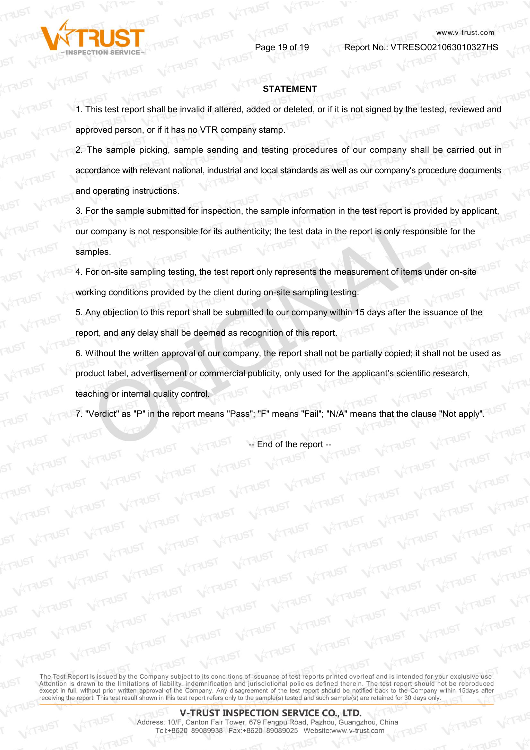## STATEMENT

1. This test report shall be invalid if altered, added or deleted, or if it is not signed by the tested, reviewed and approved person, or if it has no VTR company stamp.

2. The sample picking, sample sending and testing procedures of our company shall be carried out in accordance with relevant national, industrial and local standards as well as our company's procedure documents and operating instructions.

3. For the sample submitted for inspection, the sample information in the test report is provided by applicant, our company is not responsible for its authenticity; the test data in the report is only responsible for the samples.

4. For on-site sampling testing, the test report only represents the measurement of items under on-site working conditions provided by the client during on-site sampling testing.

5. Any objection to this report shall be submitted to our company within 15 days after the issuance of the report, and any delay shall be deemed as recognition of this report.

6. Without the written approval of our company, the report shall not be partially copied; it shall not be used as product label, advertisement or commercial publicity, only used for the applicant's scientific research, teaching or internal quality control.

7. "Verdict" as "P" in the report means "Pass"; "F" means "Fail"; "N/A" means that the clause "Not apply".

-- End of the report --

The Test Report is issued by the Company subject to its conditions of issuance of test reports printed overleaf and is intended for your exclusive use. Attention is drawn to the limitations of liability, indemnification and jurisdictional policies defined therein. The test report should not be reproduced except in full, without prior written approval of the Company. Any disagreement of the test report should be notified back to the Company within 15days after receiving the report. This test result shown in this test report refers only to the sample(s) tested and such sample(s) are retained for 30 days only.